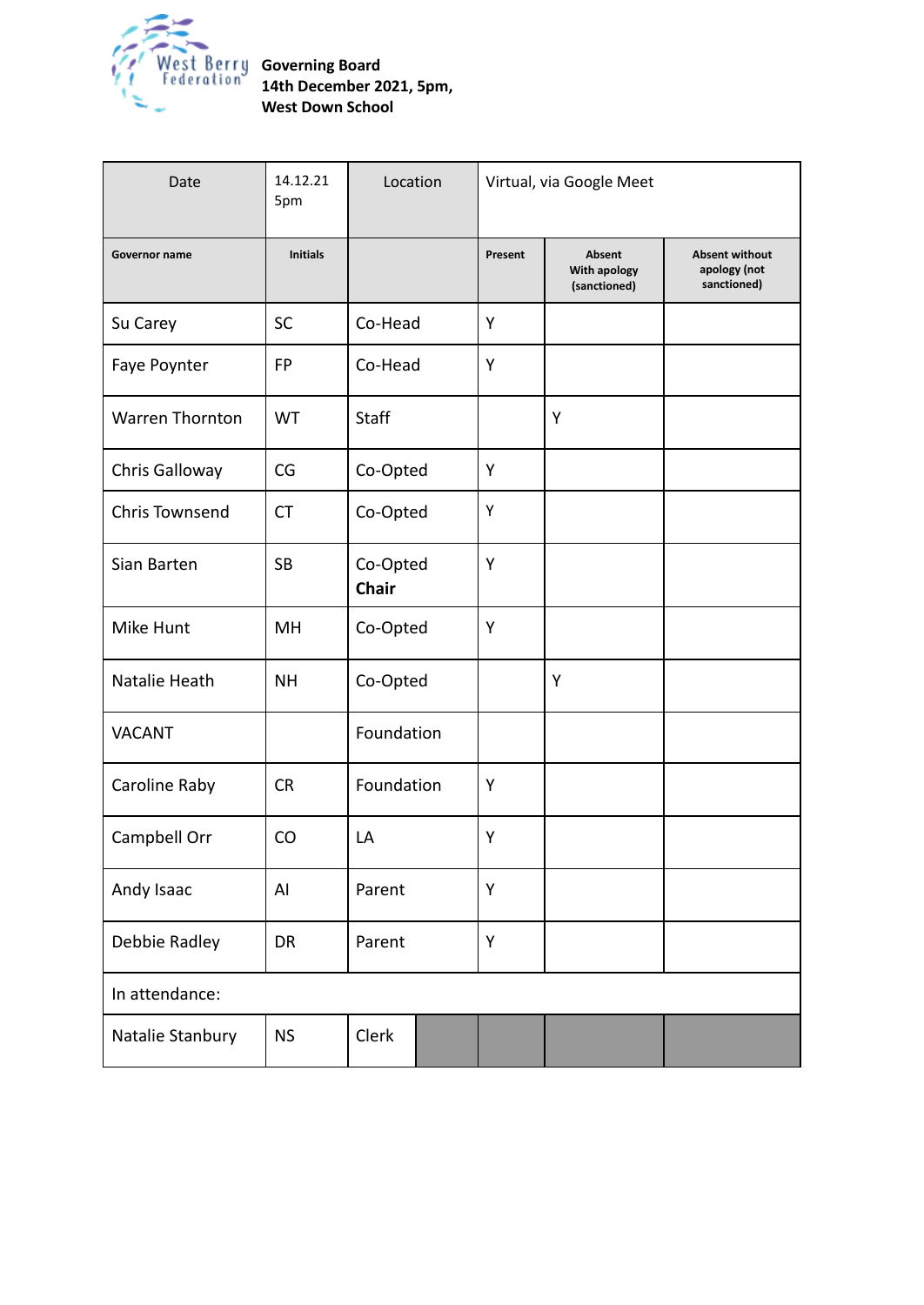West Berry Federation

**Governing Board**
**14th December 2021, 5pm,**
**West Down School**

| Date | 14.12.21 5pm | Location | Virtual, via Google Meet | | |
|---|---|---|---|---|---|
| **Governor name** | **Initials** | | **Present** | **Absent With apology (sanctioned)** | **Absent without apology (not sanctioned)** |
| Su Carey | SC | Co-Head | Y | | |
| Faye Poynter | FP | Co-Head | Y | | |
| Warren Thornton | WT | Staff | | Y | |
| Chris Galloway | CG | Co-Opted | Y | | |
| Chris Townsend | CT | Co-Opted | Y | | |
| Sian Barten | SB | Co-Opted **Chair** | Y | | |
| Mike Hunt | MH | Co-Opted | Y | | |
| Natalie Heath | NH | Co-Opted | | Y | |
| VACANT | | Foundation | | | |
| Caroline Raby | CR | Foundation | Y | | |
| Campbell Orr | CO | LA | Y | | |
| Andy Isaac | AI | Parent | Y | | |
| Debbie Radley | DR | Parent | Y | | |
| In attendance: | | | | | |
| Natalie Stanbury | NS | Clerk | | | |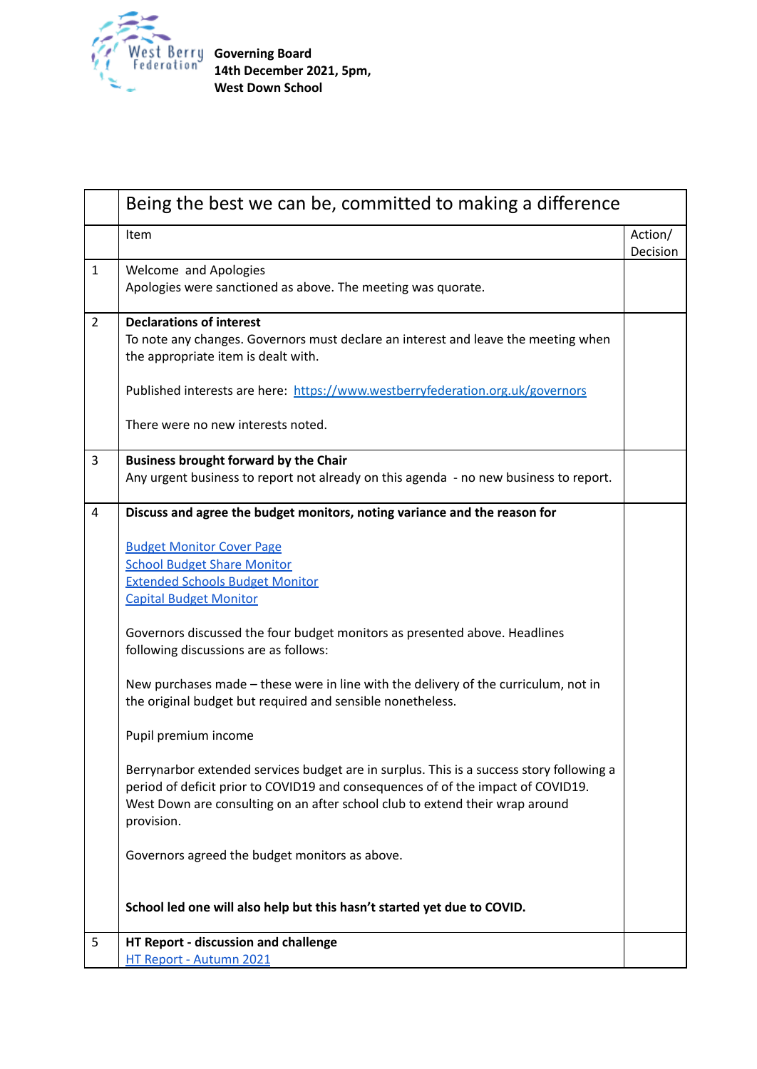West Berry Federation

**Governing Board**
**14th December 2021, 5pm,**
**West Down School**

| | Being the best we can be, committed to making a difference | |
|---|---|---|
| | Item | Action/ Decision |
| 1 | Welcome and Apologies<br>Apologies were sanctioned as above. The meeting was quorate. | |
| 2 | **Declarations of interest**<br>To note any changes. Governors must declare an interest and leave the meeting when the appropriate item is dealt with.<br><br>Published interests are here: https://www.westberryfederation.org.uk/governors<br><br>There were no new interests noted. | |
| 3 | **Business brought forward by the Chair**<br>Any urgent business to report not already on this agenda - no new business to report. | |
| 4 | **Discuss and agree the budget monitors, noting variance and the reason for**<br><br>Budget Monitor Cover Page<br>School Budget Share Monitor<br>Extended Schools Budget Monitor<br>Capital Budget Monitor<br><br>Governors discussed the four budget monitors as presented above. Headlines following discussions are as follows:<br><br>New purchases made – these were in line with the delivery of the curriculum, not in the original budget but required and sensible nonetheless.<br><br>Pupil premium income<br><br>Berrynarbor extended services budget are in surplus. This is a success story following a period of deficit prior to COVID19 and consequences of of the impact of COVID19. West Down are consulting on an after school club to extend their wrap around provision.<br><br>Governors agreed the budget monitors as above.<br><br><br>**School led one will also help but this hasn't started yet due to COVID.** | |
| 5 | **HT Report - discussion and challenge**<br>HT Report - Autumn 2021 | |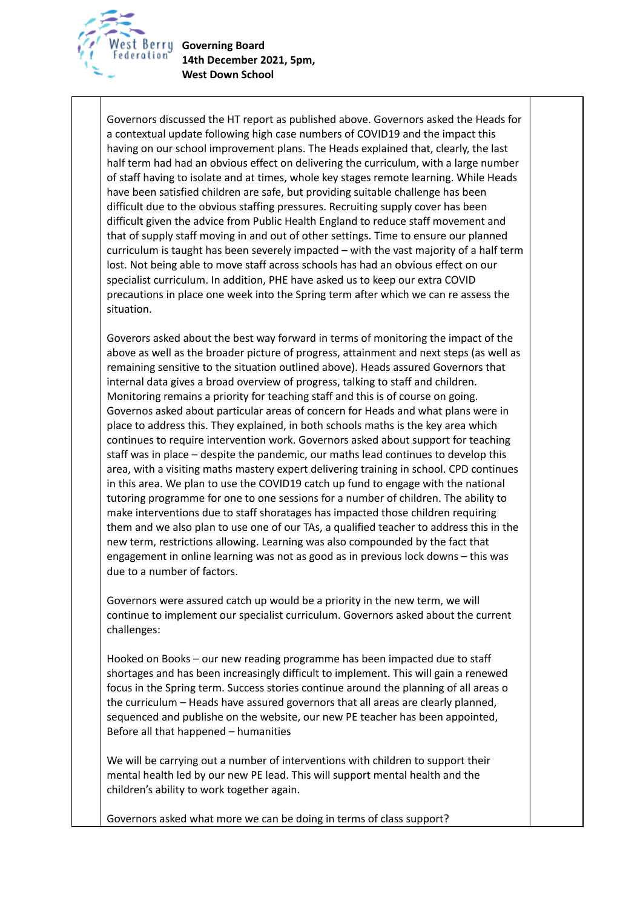Governors discussed the HT report as published above. Governors asked the Heads for a contextual update following high case numbers of COVID19 and the impact this having on our school improvement plans. The Heads explained that, clearly, the last half term had had an obvious effect on delivering the curriculum, with a large number of staff having to isolate and at times, whole key stages remote learning. While Heads have been satisfied children are safe, but providing suitable challenge has been difficult due to the obvious staffing pressures. Recruiting supply cover has been difficult given the advice from Public Health England to reduce staff movement and that of supply staff moving in and out of other settings. Time to ensure our planned curriculum is taught has been severely impacted – with the vast majority of a half term lost. Not being able to move staff across schools has had an obvious effect on our specialist curriculum. In addition, PHE have asked us to keep our extra COVID precautions in place one week into the Spring term after which we can re assess the situation.

Goverors asked about the best way forward in terms of monitoring the impact of the above as well as the broader picture of progress, attainment and next steps (as well as remaining sensitive to the situation outlined above). Heads assured Governors that internal data gives a broad overview of progress, talking to staff and children. Monitoring remains a priority for teaching staff and this is of course on going. Governos asked about particular areas of concern for Heads and what plans were in place to address this. They explained, in both schools maths is the key area which continues to require intervention work. Governors asked about support for teaching staff was in place – despite the pandemic, our maths lead continues to develop this area, with a visiting maths mastery expert delivering training in school. CPD continues in this area. We plan to use the COVID19 catch up fund to engage with the national tutoring programme for one to one sessions for a number of children. The ability to make interventions due to staff shortages has impacted those children requiring them and we also plan to use one of our TAs, a qualified teacher to address this in the new term, restrictions allowing. Learning was also compounded by the fact that engagement in online learning was not as good as in previous lock downs – this was due to a number of factors.

Governors were assured catch up would be a priority in the new term, we will continue to implement our specialist curriculum. Governors asked about the current challenges:

Hooked on Books – our new reading programme has been impacted due to staff shortages and has been increasingly difficult to implement. This will gain a renewed focus in the Spring term. Success stories continue around the planning of all areas o the curriculum – Heads have assured governors that all areas are clearly planned, sequenced and publishe on the website, our new PE teacher has been appointed, Before all that happened – humanities

We will be carrying out a number of interventions with children to support their mental health led by our new PE lead. This will support mental health and the children's ability to work together again.

Governors asked what more we can be doing in terms of class support?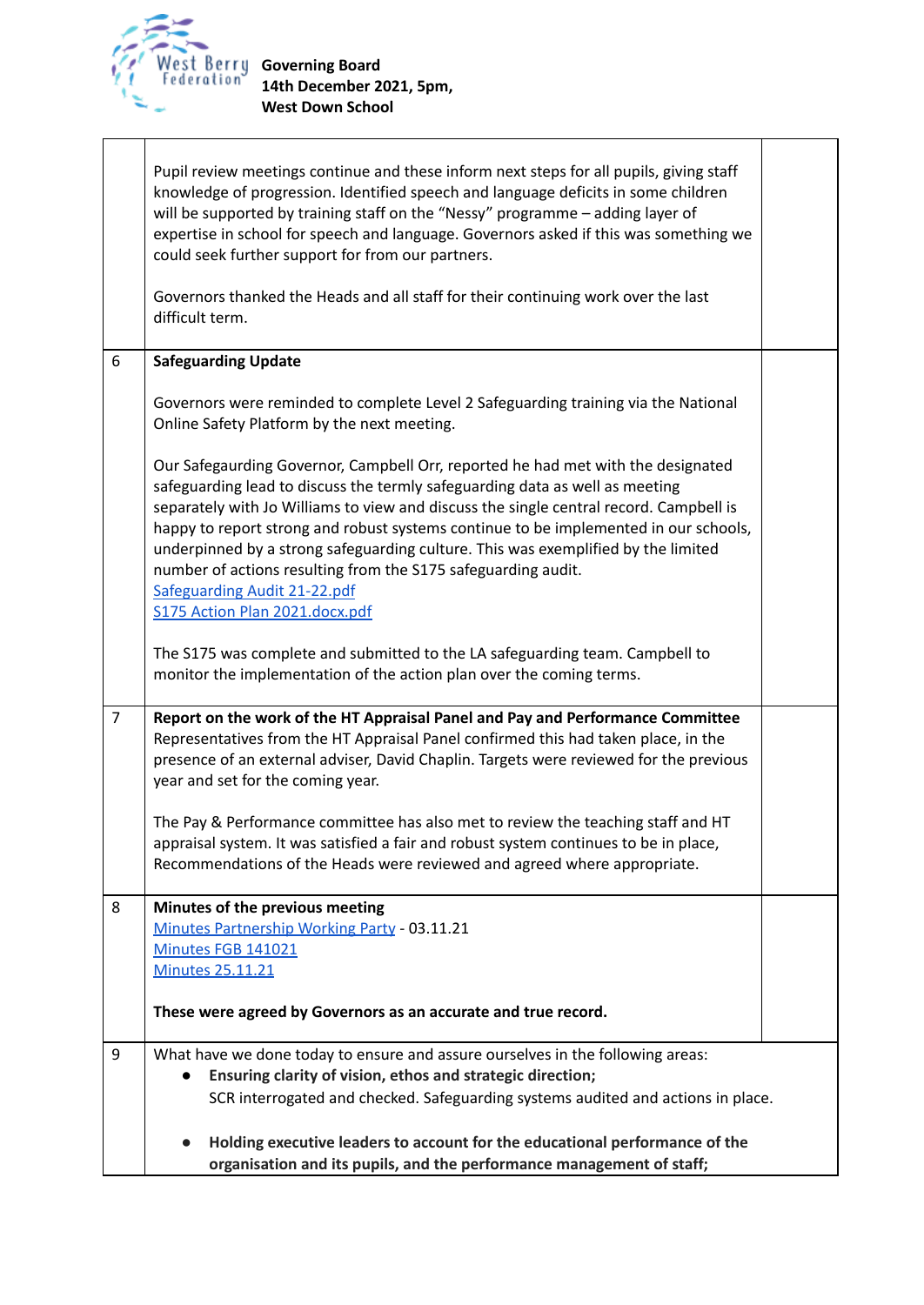| | | |
|---|---|---|
| | Pupil review meetings continue and these inform next steps for all pupils, giving staff knowledge of progression. Identified speech and language deficits in some children will be supported by training staff on the "Nessy" programme – adding layer of expertise in school for speech and language. Governors asked if this was something we could seek further support for from our partners.<br><br>Governors thanked the Heads and all staff for their continuing work over the last difficult term. | |
| 6 | **Safeguarding Update**<br><br>Governors were reminded to complete Level 2 Safeguarding training via the National Online Safety Platform by the next meeting.<br><br>Our Safegaurding Governor, Campbell Orr, reported he had met with the designated safeguarding lead to discuss the termly safeguarding data as well as meeting separately with Jo Williams to view and discuss the single central record. Campbell is happy to report strong and robust systems continue to be implemented in our schools, underpinned by a strong safeguarding culture. This was exemplified by the limited number of actions resulting from the S175 safeguarding audit.<br>Safeguarding Audit 21-22.pdf<br>S175 Action Plan 2021.docx.pdf<br><br>The S175 was complete and submitted to the LA safeguarding team. Campbell to monitor the implementation of the action plan over the coming terms. | |
| 7 | **Report on the work of the HT Appraisal Panel and Pay and Performance Committee**<br>Representatives from the HT Appraisal Panel confirmed this had taken place, in the presence of an external adviser, David Chaplin. Targets were reviewed for the previous year and set for the coming year.<br><br>The Pay & Performance committee has also met to review the teaching staff and HT appraisal system. It was satisfied a fair and robust system continues to be in place, Recommendations of the Heads were reviewed and agreed where appropriate. | |
| 8 | **Minutes of the previous meeting**<br>Minutes Partnership Working Party - 03.11.21<br>Minutes FGB 141021<br>Minutes 25.11.21<br><br>**These were agreed by Governors as an accurate and true record.** | |
| 9 | What have we done today to ensure and assure ourselves in the following areas:<br>• **Ensuring clarity of vision, ethos and strategic direction;**<br>SCR interrogated and checked. Safeguarding systems audited and actions in place.<br><br>• **Holding executive leaders to account for the educational performance of the organisation and its pupils, and the performance management of staff;** | |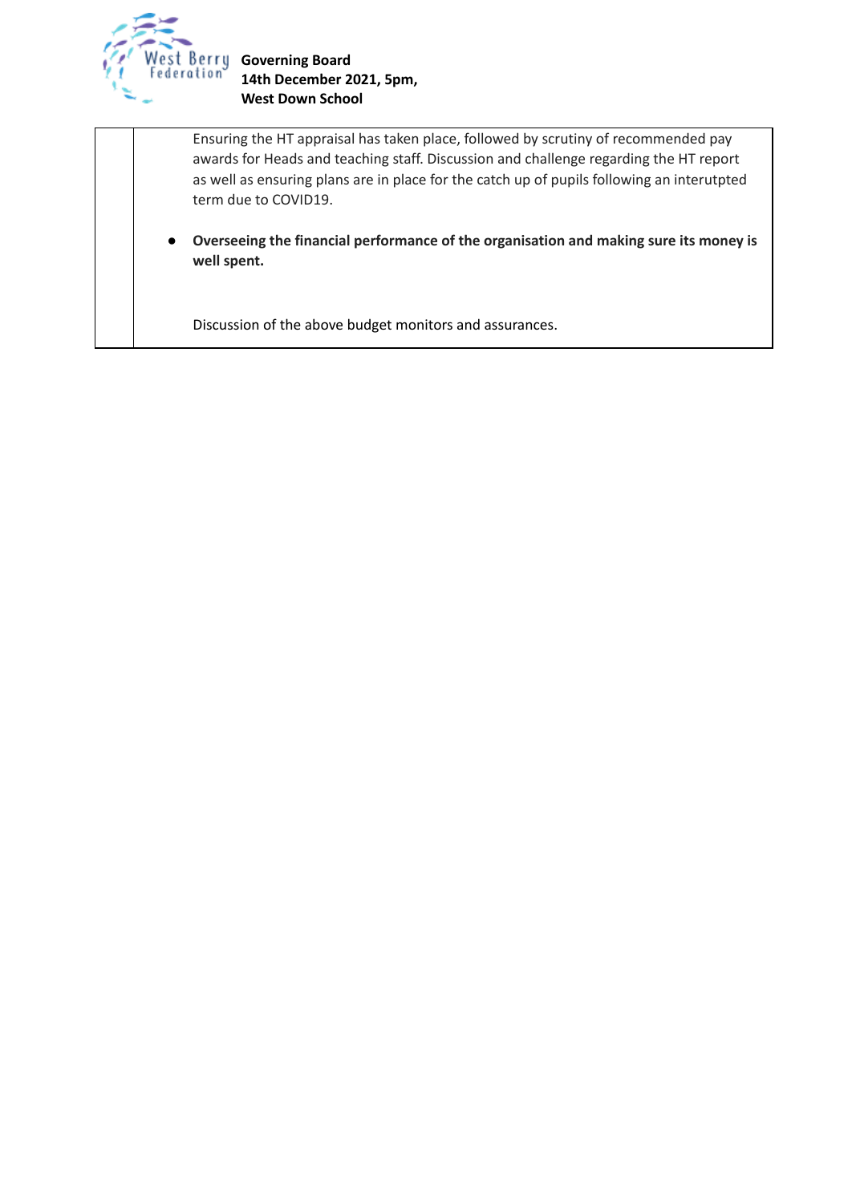| | |
|---|---|
| | Ensuring the HT appraisal has taken place, followed by scrutiny of recommended pay awards for Heads and teaching staff. Discussion and challenge regarding the HT report as well as ensuring plans are in place for the catch up of pupils following an interutpted term due to COVID19.<br><br>● **Overseeing the financial performance of the organisation and making sure its money is well spent.**<br><br>Discussion of the above budget monitors and assurances. |